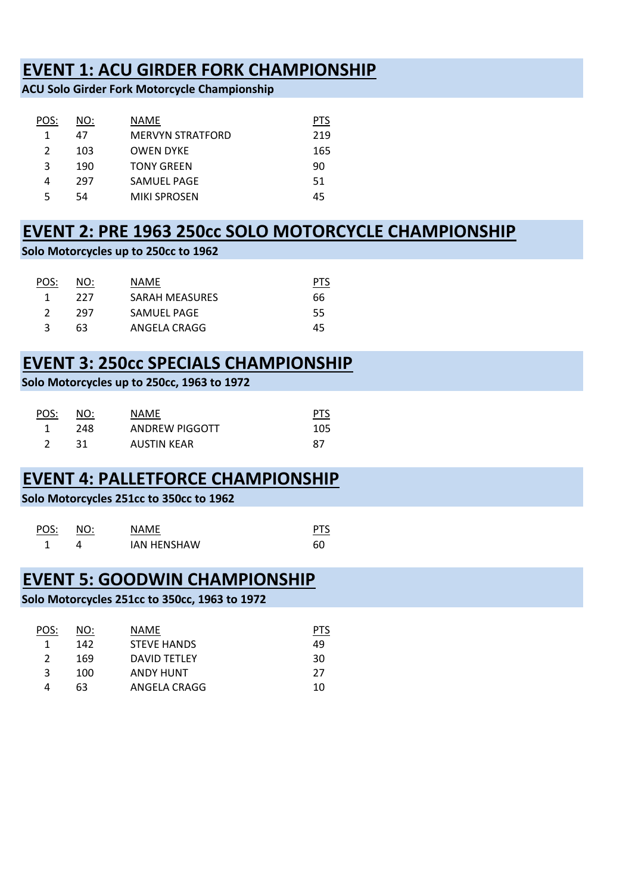## EVENT 1: ACU GIRDER FORK CHAMPIONSHIP

**ACU Solo Girder Fork Motorcycle Championship**

| POS: | NO: | NAME | PTS |
|---|---|---|---|
| 1 | 47 | MERVYN STRATFORD | 219 |
| 2 | 103 | OWEN DYKE | 165 |
| 3 | 190 | TONY GREEN | 90 |
| 4 | 297 | SAMUEL PAGE | 51 |
| 5 | 54 | MIKI SPROSEN | 45 |

## EVENT 2: PRE 1963 250cc SOLO MOTORCYCLE CHAMPIONSHIP

**Solo Motorcycles up to 250cc to 1962**

| POS: | NO: | NAME | PTS |
|---|---|---|---|
| 1 | 227 | SARAH MEASURES | 66 |
| 2 | 297 | SAMUEL PAGE | 55 |
| 3 | 63 | ANGELA CRAGG | 45 |

## EVENT 3: 250cc SPECIALS CHAMPIONSHIP

**Solo Motorcycles up to 250cc, 1963 to 1972**

| POS: | NO: | NAME | PTS |
|---|---|---|---|
| 1 | 248 | ANDREW PIGGOTT | 105 |
| 2 | 31 | AUSTIN KEAR | 87 |

## EVENT 4: PALLETFORCE CHAMPIONSHIP

**Solo Motorcycles 251cc to 350cc to 1962**

| POS: | NO: | NAME | PTS |
|---|---|---|---|
| 1 | 4 | IAN HENSHAW | 60 |

## EVENT 5: GOODWIN CHAMPIONSHIP

**Solo Motorcycles 251cc to 350cc, 1963 to 1972**

| POS: | NO: | NAME | PTS |
|---|---|---|---|
| 1 | 142 | STEVE HANDS | 49 |
| 2 | 169 | DAVID TETLEY | 30 |
| 3 | 100 | ANDY HUNT | 27 |
| 4 | 63 | ANGELA CRAGG | 10 |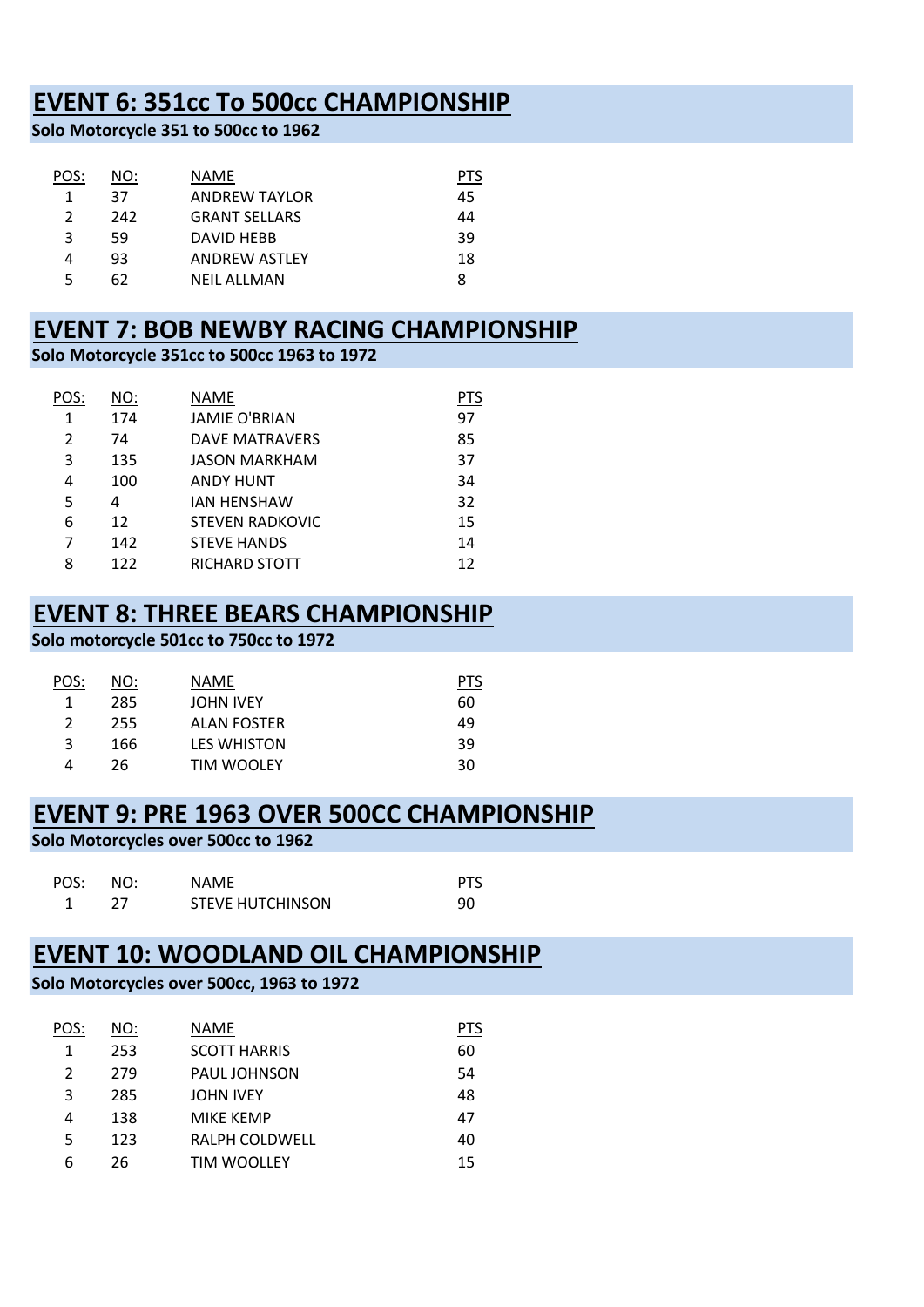## EVENT 6: 351cc To 500cc CHAMPIONSHIP

**Solo Motorcycle 351 to 500cc to 1962**

| POS: | NO: | NAME | PTS |
|---|---|---|---|
| 1 | 37 | ANDREW TAYLOR | 45 |
| 2 | 242 | GRANT SELLARS | 44 |
| 3 | 59 | DAVID HEBB | 39 |
| 4 | 93 | ANDREW ASTLEY | 18 |
| 5 | 62 | NEIL ALLMAN | 8 |

## EVENT 7: BOB NEWBY RACING CHAMPIONSHIP

**Solo Motorcycle 351cc to 500cc 1963 to 1972**

| POS: | NO: | NAME | PTS |
|---|---|---|---|
| 1 | 174 | JAMIE O'BRIAN | 97 |
| 2 | 74 | DAVE MATRAVERS | 85 |
| 3 | 135 | JASON MARKHAM | 37 |
| 4 | 100 | ANDY HUNT | 34 |
| 5 | 4 | IAN HENSHAW | 32 |
| 6 | 12 | STEVEN RADKOVIC | 15 |
| 7 | 142 | STEVE HANDS | 14 |
| 8 | 122 | RICHARD STOTT | 12 |

## EVENT 8: THREE BEARS CHAMPIONSHIP

**Solo motorcycle 501cc to 750cc to 1972**

| POS: | NO: | NAME | PTS |
|---|---|---|---|
| 1 | 285 | JOHN IVEY | 60 |
| 2 | 255 | ALAN FOSTER | 49 |
| 3 | 166 | LES WHISTON | 39 |
| 4 | 26 | TIM WOOLEY | 30 |

## EVENT 9: PRE 1963 OVER 500CC CHAMPIONSHIP

**Solo Motorcycles over 500cc to 1962**

| POS: | NO: | NAME | PTS |
|---|---|---|---|
| 1 | 27 | STEVE HUTCHINSON | 90 |

## EVENT 10: WOODLAND OIL CHAMPIONSHIP

**Solo Motorcycles over 500cc, 1963 to 1972**

| POS: | NO: | NAME | PTS |
|---|---|---|---|
| 1 | 253 | SCOTT HARRIS | 60 |
| 2 | 279 | PAUL JOHNSON | 54 |
| 3 | 285 | JOHN IVEY | 48 |
| 4 | 138 | MIKE KEMP | 47 |
| 5 | 123 | RALPH COLDWELL | 40 |
| 6 | 26 | TIM WOOLLEY | 15 |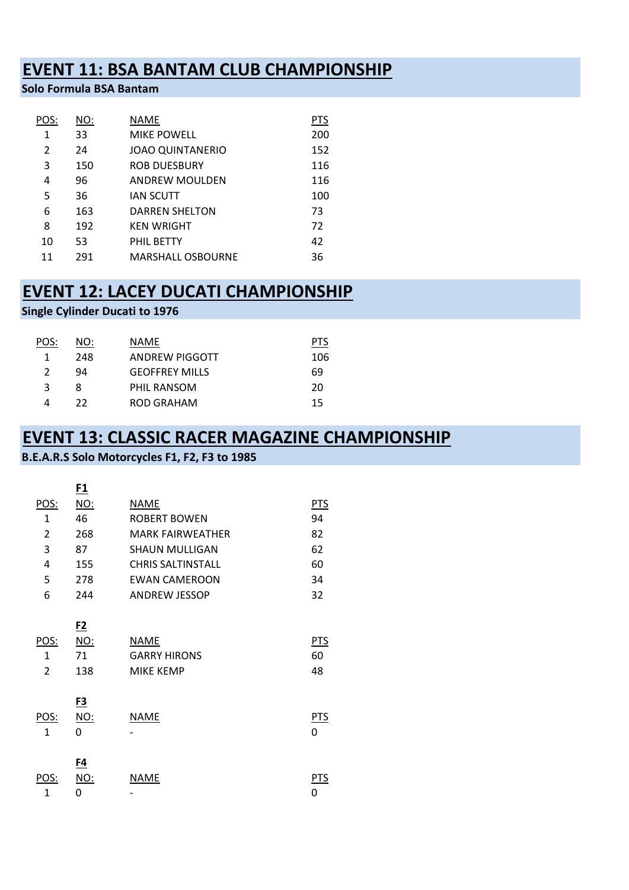## EVENT 11: BSA BANTAM CLUB CHAMPIONSHIP

**Solo Formula BSA Bantam**

| POS: | NO: | NAME | PTS |
|---|---|---|---|
| 1 | 33 | MIKE POWELL | 200 |
| 2 | 24 | JOAO QUINTANERIO | 152 |
| 3 | 150 | ROB DUESBURY | 116 |
| 4 | 96 | ANDREW MOULDEN | 116 |
| 5 | 36 | IAN SCUTT | 100 |
| 6 | 163 | DARREN SHELTON | 73 |
| 8 | 192 | KEN WRIGHT | 72 |
| 10 | 53 | PHIL BETTY | 42 |
| 11 | 291 | MARSHALL OSBOURNE | 36 |

## EVENT 12: LACEY DUCATI CHAMPIONSHIP

**Single Cylinder Ducati to 1976**

| POS: | NO: | NAME | PTS |
|---|---|---|---|
| 1 | 248 | ANDREW PIGGOTT | 106 |
| 2 | 94 | GEOFFREY MILLS | 69 |
| 3 | 8 | PHIL RANSOM | 20 |
| 4 | 22 | ROD GRAHAM | 15 |

## EVENT 13: CLASSIC RACER MAGAZINE CHAMPIONSHIP

**B.E.A.R.S Solo Motorcycles F1, F2, F3 to 1985**

**F1**

| POS: | NO: | NAME | PTS |
|---|---|---|---|
| 1 | 46 | ROBERT BOWEN | 94 |
| 2 | 268 | MARK FAIRWEATHER | 82 |
| 3 | 87 | SHAUN MULLIGAN | 62 |
| 4 | 155 | CHRIS SALTINSTALL | 60 |
| 5 | 278 | EWAN CAMEROON | 34 |
| 6 | 244 | ANDREW JESSOP | 32 |

**F2**

| POS: | NO: | NAME | PTS |
|---|---|---|---|
| 1 | 71 | GARRY HIRONS | 60 |
| 2 | 138 | MIKE KEMP | 48 |

**F3**

| POS: | NO: | NAME | PTS |
|---|---|---|---|
| 1 | 0 | - | 0 |

**F4**

| POS: | NO: | NAME | PTS |
|---|---|---|---|
| 1 | 0 | - | 0 |